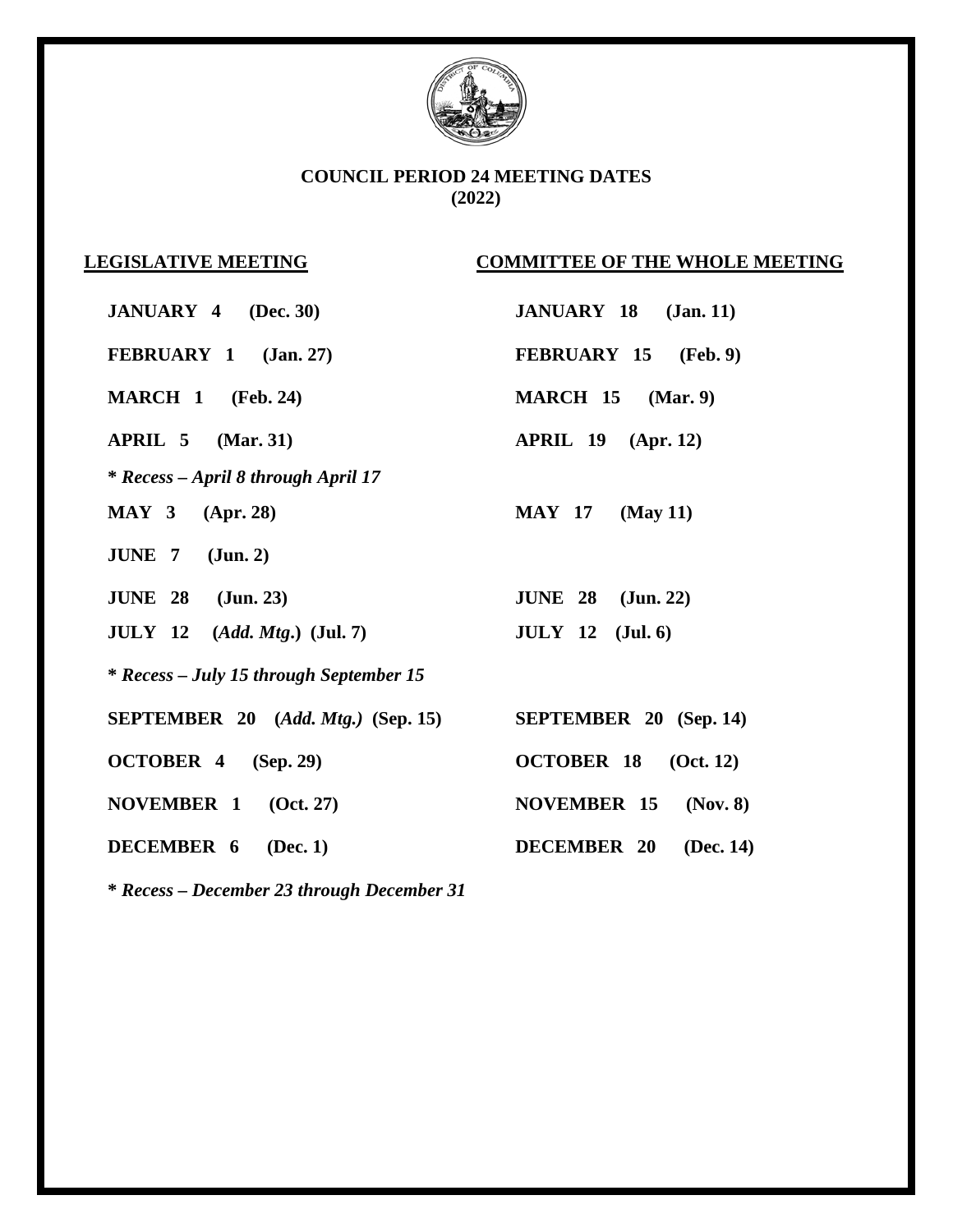# COUNCIL PERIOD 24 MEETING DATES
## (2022)

| LEGISLATIVE MEETING | COMMITTEE OF THE WHOLE MEETING |
| --- | --- |
| **JANUARY 4 (Dec. 30)** | **JANUARY 18 (Jan. 11)** |
| **FEBRUARY 1 (Jan. 27)** | **FEBRUARY 15 (Feb. 9)** |
| **MARCH 1 (Feb. 24)** | **MARCH 15 (Mar. 9)** |
| **APRIL 5 (Mar. 31)** | **APRIL 19 (Apr. 12)** |
| ***\* Recess – April 8 through April 17*** | |
| **MAY 3 (Apr. 28)** | **MAY 17 (May 11)** |
| **JUNE 7 (Jun. 2)** | |
| **JUNE 28 (Jun. 23)** | **JUNE 28 (Jun. 22)** |
| **JULY 12 (*Add. Mtg.*) (Jul. 7)** | **JULY 12 (Jul. 6)** |
| ***\* Recess – July 15 through September 15*** | |
| **SEPTEMBER 20 (*Add. Mtg.*) (Sep. 15)** | **SEPTEMBER 20 (Sep. 14)** |
| **OCTOBER 4 (Sep. 29)** | **OCTOBER 18 (Oct. 12)** |
| **NOVEMBER 1 (Oct. 27)** | **NOVEMBER 15 (Nov. 8)** |
| **DECEMBER 6 (Dec. 1)** | **DECEMBER 20 (Dec. 14)** |
| ***\* Recess – December 23 through December 31*** | |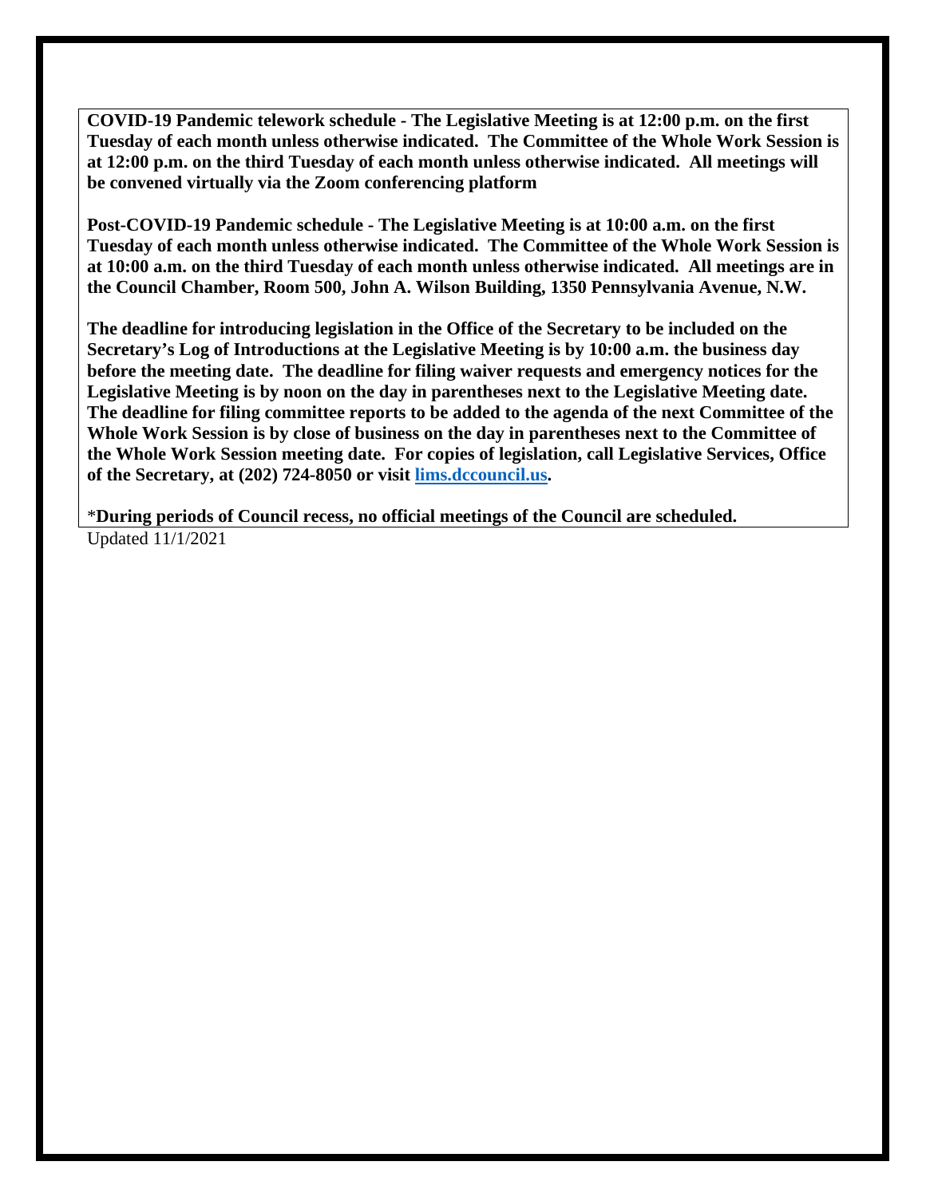**COVID-19 Pandemic telework schedule - The Legislative Meeting is at 12:00 p.m. on the first Tuesday of each month unless otherwise indicated. The Committee of the Whole Work Session is at 12:00 p.m. on the third Tuesday of each month unless otherwise indicated. All meetings will be convened virtually via the Zoom conferencing platform**

**Post-COVID-19 Pandemic schedule - The Legislative Meeting is at 10:00 a.m. on the first Tuesday of each month unless otherwise indicated. The Committee of the Whole Work Session is at 10:00 a.m. on the third Tuesday of each month unless otherwise indicated. All meetings are in the Council Chamber, Room 500, John A. Wilson Building, 1350 Pennsylvania Avenue, N.W.**

**The deadline for introducing legislation in the Office of the Secretary to be included on the Secretary's Log of Introductions at the Legislative Meeting is by 10:00 a.m. the business day before the meeting date. The deadline for filing waiver requests and emergency notices for the Legislative Meeting is by noon on the day in parentheses next to the Legislative Meeting date. The deadline for filing committee reports to be added to the agenda of the next Committee of the Whole Work Session is by close of business on the day in parentheses next to the Committee of the Whole Work Session meeting date. For copies of legislation, call Legislative Services, Office of the Secretary, at (202) 724-8050 or visit lims.dccouncil.us.**

*__During periods of Council recess, no official meetings of the Council are scheduled.__

Updated 11/1/2021